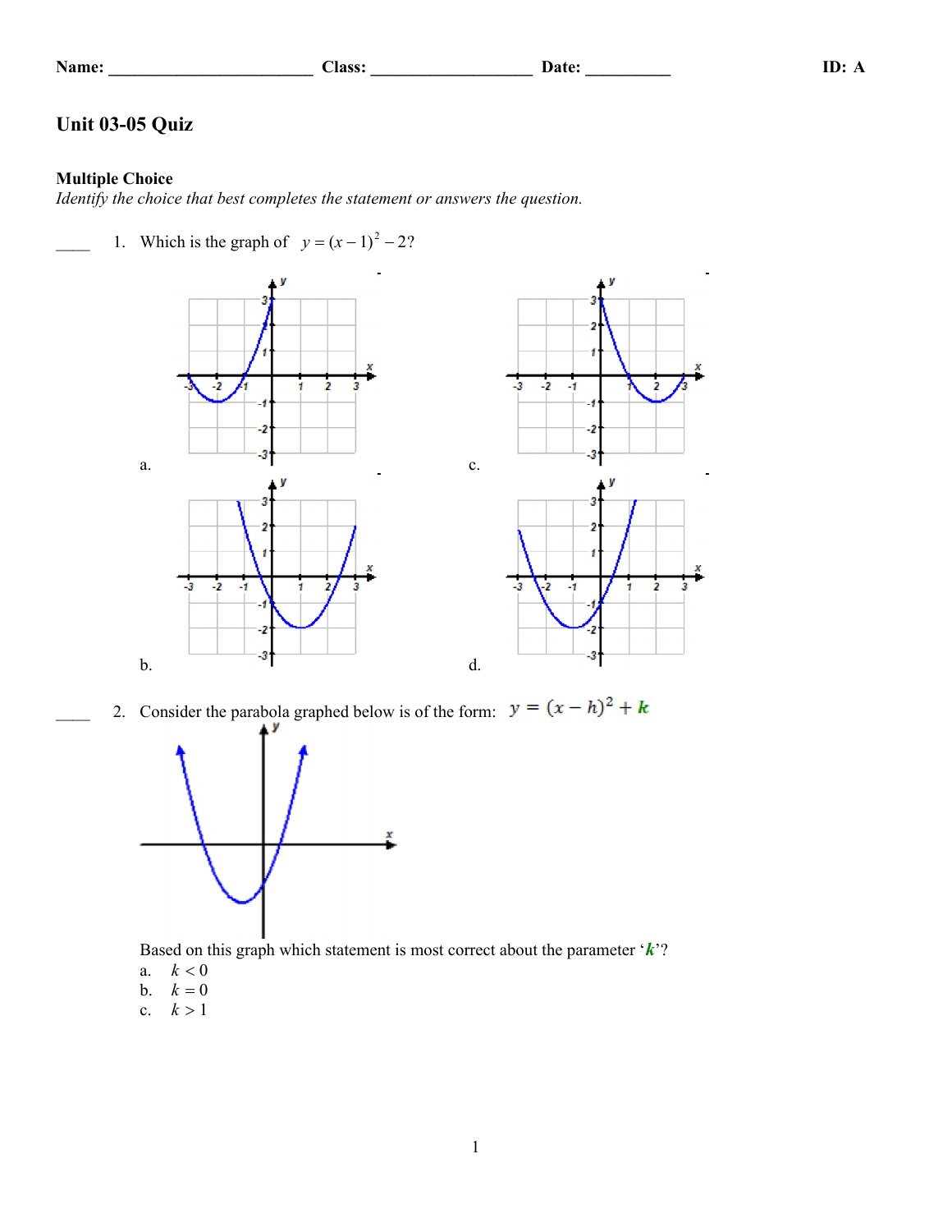Name: ________________________ Class: ___________________ Date: __________ ID: A

# Unit 03-05 Quiz

### Multiple Choice

*Identify the choice that best completes the statement or answers the question.*

____ 1. Which is the graph of $y = (x-1)^2 - 2$?

a.

c.

b.

d.

____ 2. Consider the parabola graphed below is of the form: $y = (x-h)^2 + k$

Based on this graph which statement is most correct about the parameter '$k$'?

a. $k < 0$

b. $k = 0$

c. $k > 1$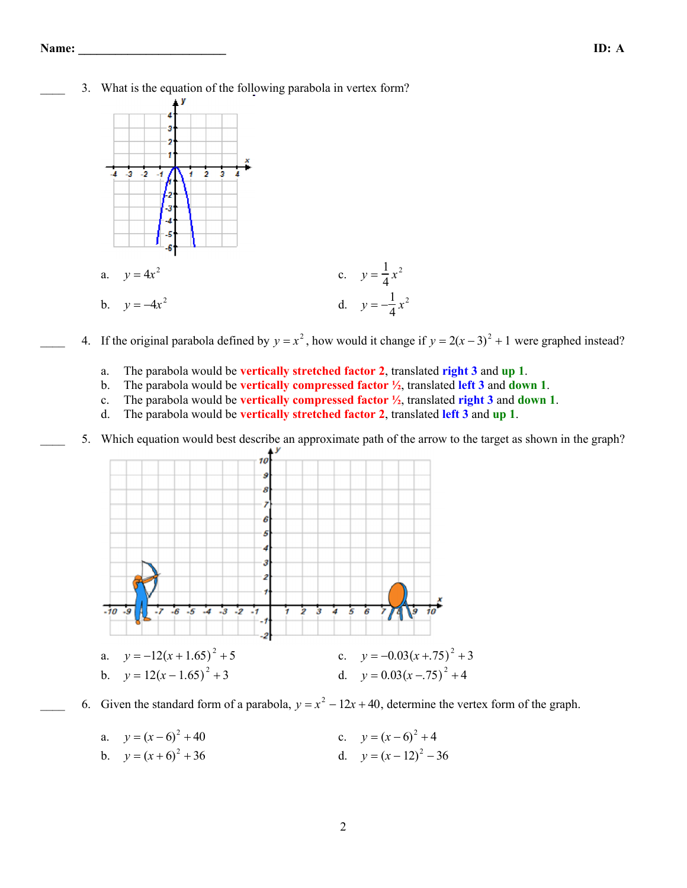Name: ________________________ ID: A

____ 3. What is the equation of the following parabola in vertex form?

a. $y = 4x^2$

b. $y = -4x^2$

c. $y = \frac{1}{4}x^2$

d. $y = -\frac{1}{4}x^2$

____ 4. If the original parabola defined by $y = x^2$, how would it change if $y = 2(x-3)^2 + 1$ were graphed instead?

a. The parabola would be **vertically stretched factor 2**, translated **right 3** and **up 1**.
b. The parabola would be **vertically compressed factor ½**, translated **left 3** and **down 1**.
c. The parabola would be **vertically compressed factor ½**, translated **right 3** and **down 1**.
d. The parabola would be **vertically stretched factor 2**, translated **left 3** and **up 1**.

____ 5. Which equation would best describe an approximate path of the arrow to the target as shown in the graph?

a. $y = -12(x+1.65)^2 + 5$

b. $y = 12(x-1.65)^2 + 3$

c. $y = -0.03(x+.75)^2 + 3$

d. $y = 0.03(x-.75)^2 + 4$

____ 6. Given the standard form of a parabola, $y = x^2 - 12x + 40$, determine the vertex form of the graph.

a. $y = (x-6)^2 + 40$

b. $y = (x+6)^2 + 36$

c. $y = (x-6)^2 + 4$

d. $y = (x-12)^2 - 36$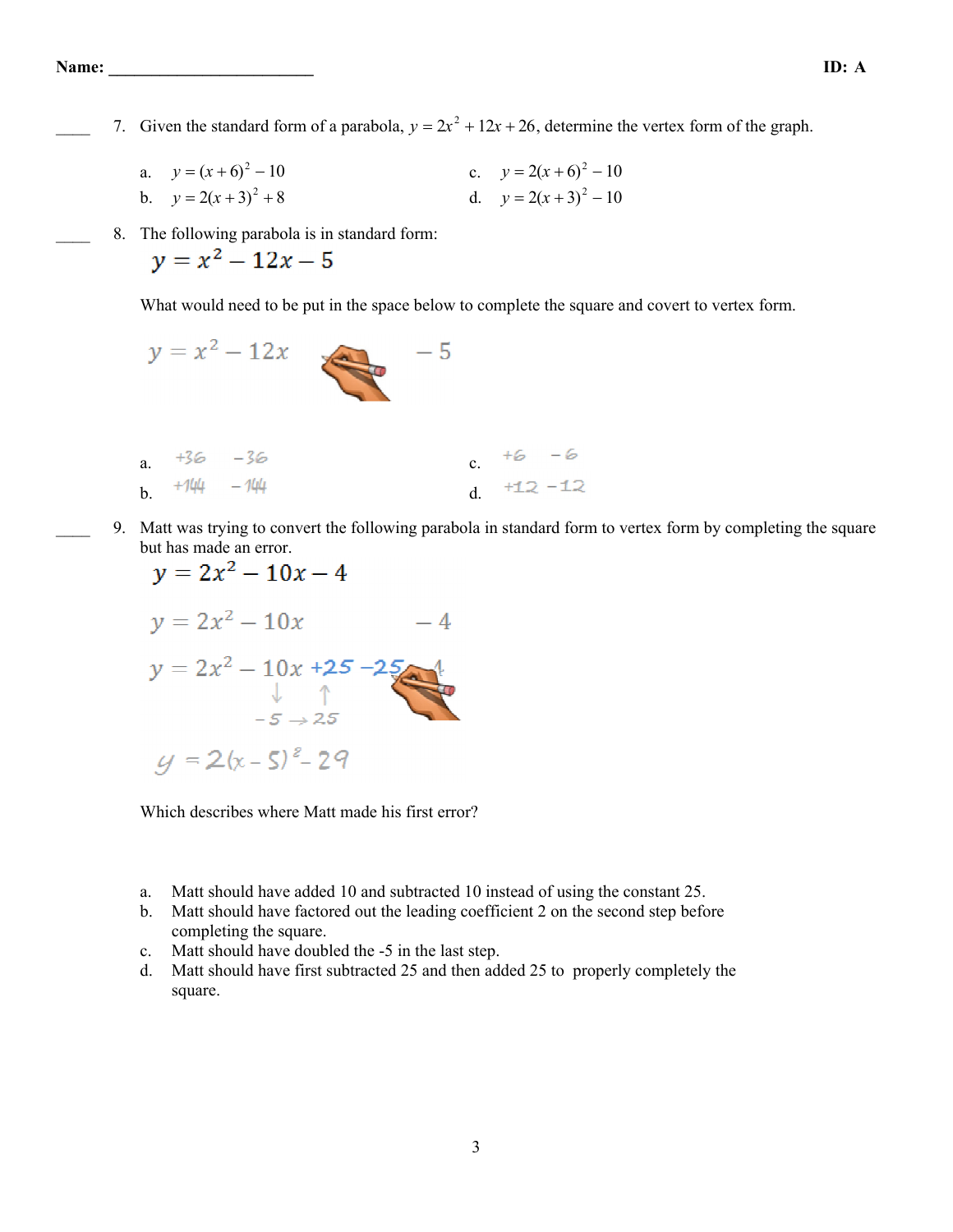**Name:** ________________________ **ID: A**

____ 7. Given the standard form of a parabola, $y = 2x^2 + 12x + 26$, determine the vertex form of the graph.

a. $y = (x + 6)^2 - 10$

b. $y = 2(x + 3)^2 + 8$

c. $y = 2(x + 6)^2 - 10$

d. $y = 2(x + 3)^2 - 10$

____ 8. The following parabola is in standard form:

$$y = x^2 - 12x - 5$$

What would need to be put in the space below to complete the square and covert to vertex form.

$$y = x^2 - 12x \qquad\qquad - 5$$

a. $+36 \quad -36$

b. $+144 \quad -144$

c. $+6 \quad -6$

d. $+12 \quad -12$

____ 9. Matt was trying to convert the following parabola in standard form to vertex form by completing the square but has made an error.

$$y = 2x^2 - 10x - 4$$

$$y = 2x^2 - 10x \qquad\qquad - 4$$

$$y = 2x^2 - 10x + 25 - 25 - 4$$

$$-5 \rightarrow 25$$

$$y = 2(x - 5)^2 - 29$$

Which describes where Matt made his first error?

a. Matt should have added 10 and subtracted 10 instead of using the constant 25.

b. Matt should have factored out the leading coefficient 2 on the second step before completing the square.

c. Matt should have doubled the -5 in the last step.

d. Matt should have first subtracted 25 and then added 25 to properly completely the square.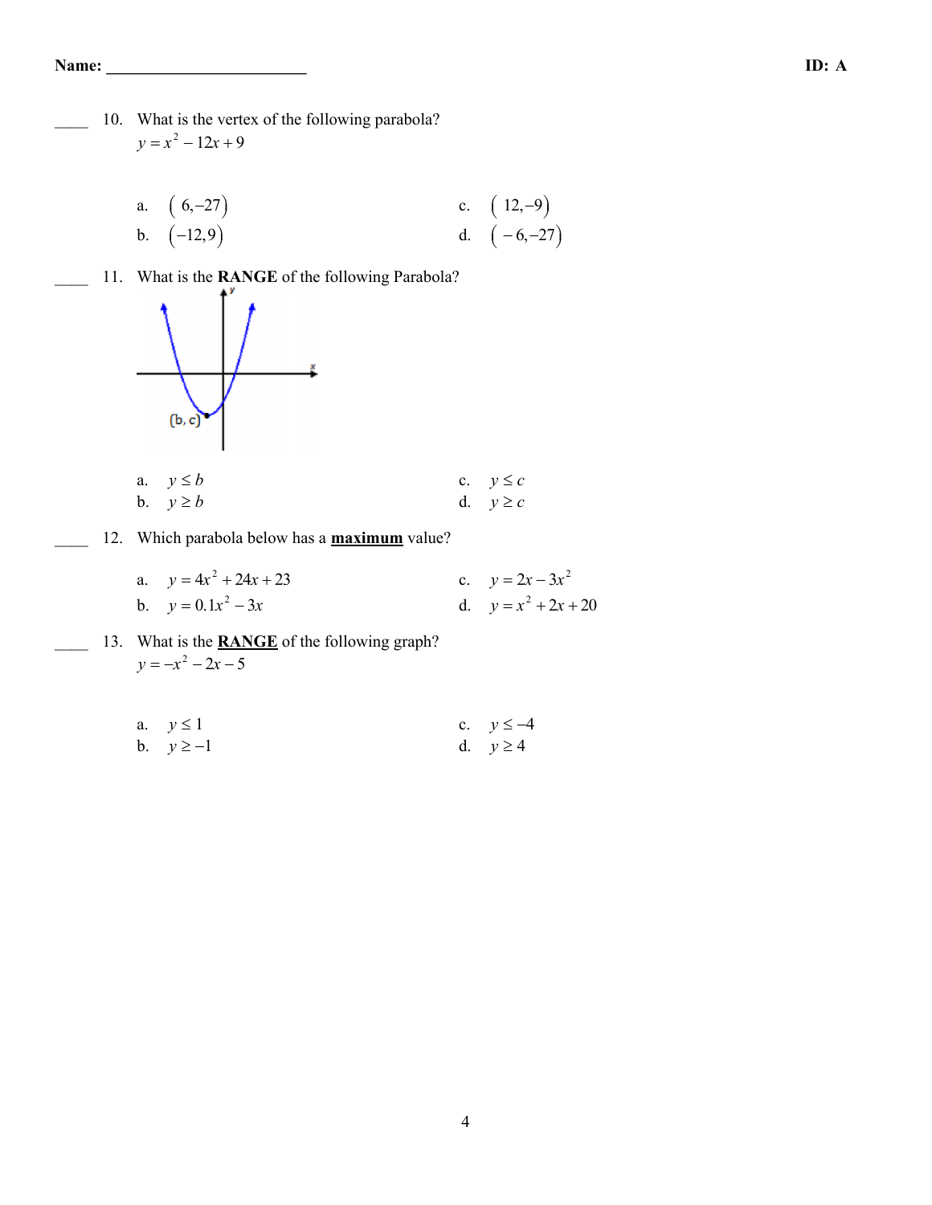**Name:** ________________________ **ID: A**

____ 10. What is the vertex of the following parabola?
$y = x^2 - 12x + 9$

a. $(6,-27)$
b. $(-12,9)$
c. $(12,-9)$
d. $(-6,-27)$

____ 11. What is the **RANGE** of the following Parabola?

y
x
(b, c)

a. $y \leq b$
b. $y \geq b$
c. $y \leq c$
d. $y \geq c$

____ 12. Which parabola below has a **maximum** value?

a. $y = 4x^2 + 24x + 23$
b. $y = 0.1x^2 - 3x$
c. $y = 2x - 3x^2$
d. $y = x^2 + 2x + 20$

____ 13. What is the **RANGE** of the following graph?
$y = -x^2 - 2x - 5$

a. $y \leq 1$
b. $y \geq -1$
c. $y \leq -4$
d. $y \geq 4$